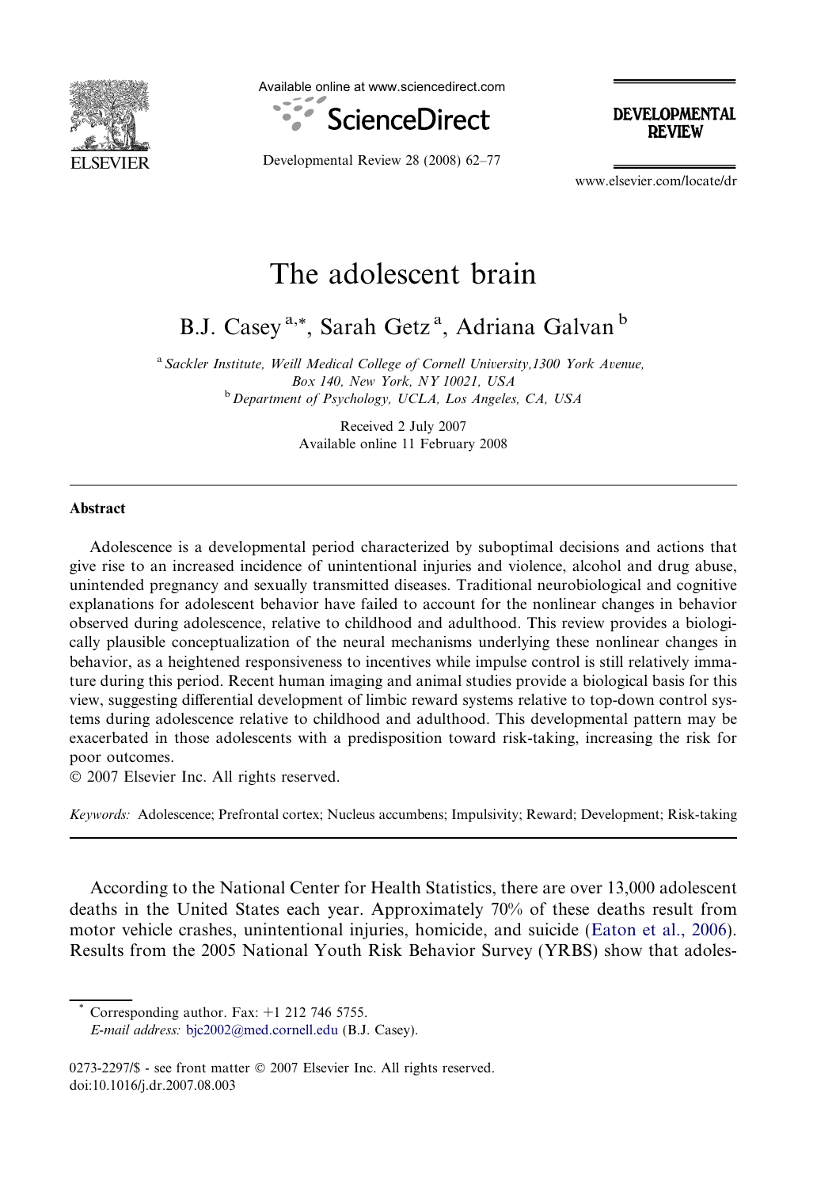# The adolescent brain

B.J. Casey [a,*], Sarah Getz [a], Adriana Galvan [b]

[a] Sackler Institute, Weill Medical College of Cornell University, 1300 York Avenue, Box 140, New York, NY 10021, USA

[b] Department of Psychology, UCLA, Los Angeles, CA, USA

Received 2 July 2007
Available online 11 February 2008

## Abstract

Adolescence is a developmental period characterized by suboptimal decisions and actions that give rise to an increased incidence of unintentional injuries and violence, alcohol and drug abuse, unintended pregnancy and sexually transmitted diseases. Traditional neurobiological and cognitive explanations for adolescent behavior have failed to account for the nonlinear changes in behavior observed during adolescence, relative to childhood and adulthood. This review provides a biologically plausible conceptualization of the neural mechanisms underlying these nonlinear changes in behavior, as a heightened responsiveness to incentives while impulse control is still relatively immature during this period. Recent human imaging and animal studies provide a biological basis for this view, suggesting differential development of limbic reward systems relative to top-down control systems during adolescence relative to childhood and adulthood. This developmental pattern may be exacerbated in those adolescents with a predisposition toward risk-taking, increasing the risk for poor outcomes.

© 2007 Elsevier Inc. All rights reserved.

*Keywords:* Adolescence; Prefrontal cortex; Nucleus accumbens; Impulsivity; Reward; Development; Risk-taking

According to the National Center for Health Statistics, there are over 13,000 adolescent deaths in the United States each year. Approximately 70% of these deaths result from motor vehicle crashes, unintentional injuries, homicide, and suicide (Eaton et al., 2006). Results from the 2005 National Youth Risk Behavior Survey (YRBS) show that adoles-

---

* Corresponding author. Fax: +1 212 746 5755.
*E-mail address:* bjc2002@med.cornell.edu (B.J. Casey).

0273-2297/$ - see front matter © 2007 Elsevier Inc. All rights reserved.
doi:10.1016/j.dr.2007.08.003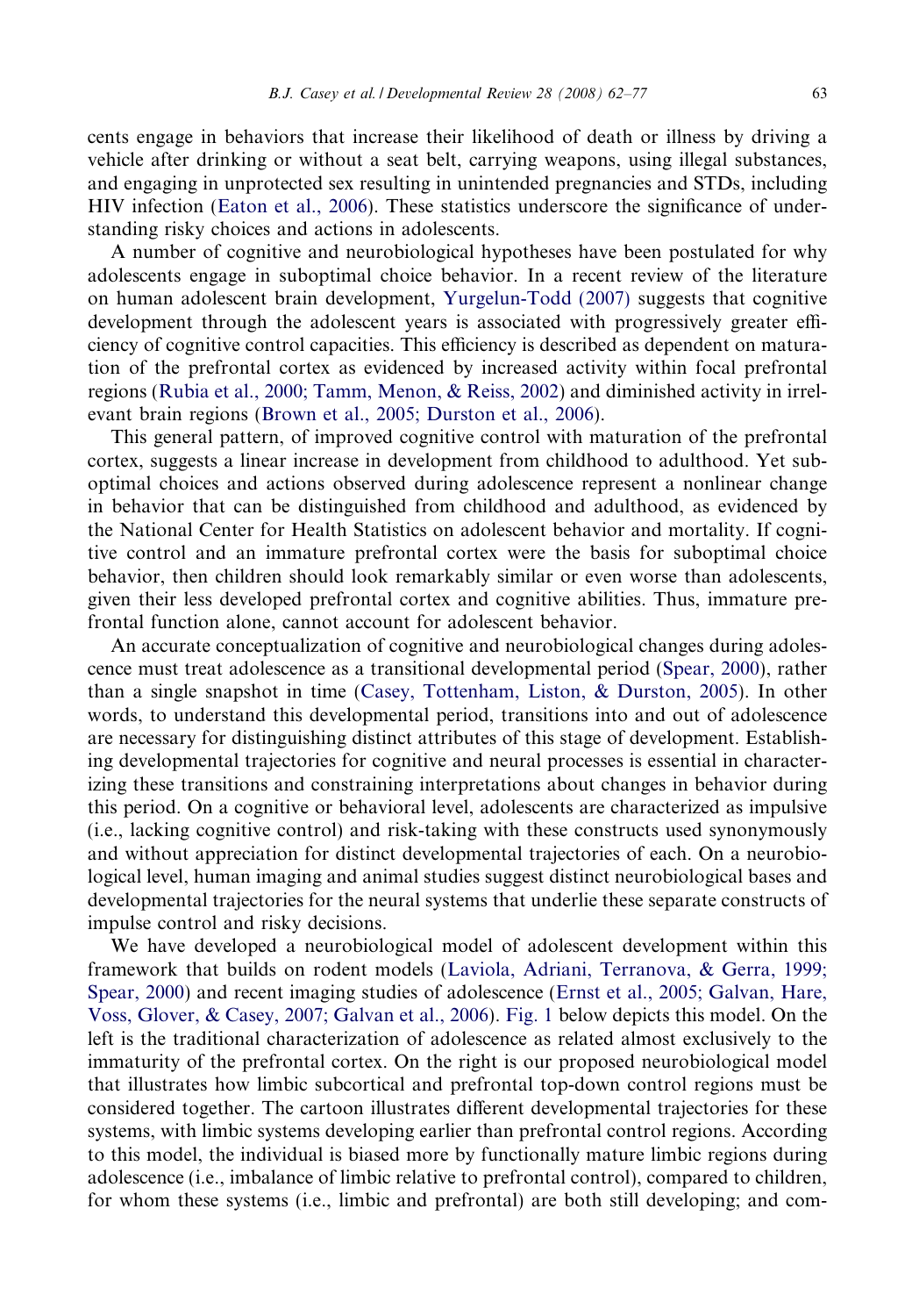cents engage in behaviors that increase their likelihood of death or illness by driving a vehicle after drinking or without a seat belt, carrying weapons, using illegal substances, and engaging in unprotected sex resulting in unintended pregnancies and STDs, including HIV infection (Eaton et al., 2006). These statistics underscore the significance of understanding risky choices and actions in adolescents.

A number of cognitive and neurobiological hypotheses have been postulated for why adolescents engage in suboptimal choice behavior. In a recent review of the literature on human adolescent brain development, Yurgelun-Todd (2007) suggests that cognitive development through the adolescent years is associated with progressively greater efficiency of cognitive control capacities. This efficiency is described as dependent on maturation of the prefrontal cortex as evidenced by increased activity within focal prefrontal regions (Rubia et al., 2000; Tamm, Menon, & Reiss, 2002) and diminished activity in irrelevant brain regions (Brown et al., 2005; Durston et al., 2006).

This general pattern, of improved cognitive control with maturation of the prefrontal cortex, suggests a linear increase in development from childhood to adulthood. Yet suboptimal choices and actions observed during adolescence represent a nonlinear change in behavior that can be distinguished from childhood and adulthood, as evidenced by the National Center for Health Statistics on adolescent behavior and mortality. If cognitive control and an immature prefrontal cortex were the basis for suboptimal choice behavior, then children should look remarkably similar or even worse than adolescents, given their less developed prefrontal cortex and cognitive abilities. Thus, immature prefrontal function alone, cannot account for adolescent behavior.

An accurate conceptualization of cognitive and neurobiological changes during adolescence must treat adolescence as a transitional developmental period (Spear, 2000), rather than a single snapshot in time (Casey, Tottenham, Liston, & Durston, 2005). In other words, to understand this developmental period, transitions into and out of adolescence are necessary for distinguishing distinct attributes of this stage of development. Establishing developmental trajectories for cognitive and neural processes is essential in characterizing these transitions and constraining interpretations about changes in behavior during this period. On a cognitive or behavioral level, adolescents are characterized as impulsive (i.e., lacking cognitive control) and risk-taking with these constructs used synonymously and without appreciation for distinct developmental trajectories of each. On a neurobiological level, human imaging and animal studies suggest distinct neurobiological bases and developmental trajectories for the neural systems that underlie these separate constructs of impulse control and risky decisions.

We have developed a neurobiological model of adolescent development within this framework that builds on rodent models (Laviola, Adriani, Terranova, & Gerra, 1999; Spear, 2000) and recent imaging studies of adolescence (Ernst et al., 2005; Galvan, Hare, Voss, Glover, & Casey, 2007; Galvan et al., 2006). Fig. 1 below depicts this model. On the left is the traditional characterization of adolescence as related almost exclusively to the immaturity of the prefrontal cortex. On the right is our proposed neurobiological model that illustrates how limbic subcortical and prefrontal top-down control regions must be considered together. The cartoon illustrates different developmental trajectories for these systems, with limbic systems developing earlier than prefrontal control regions. According to this model, the individual is biased more by functionally mature limbic regions during adolescence (i.e., imbalance of limbic relative to prefrontal control), compared to children, for whom these systems (i.e., limbic and prefrontal) are both still developing; and com-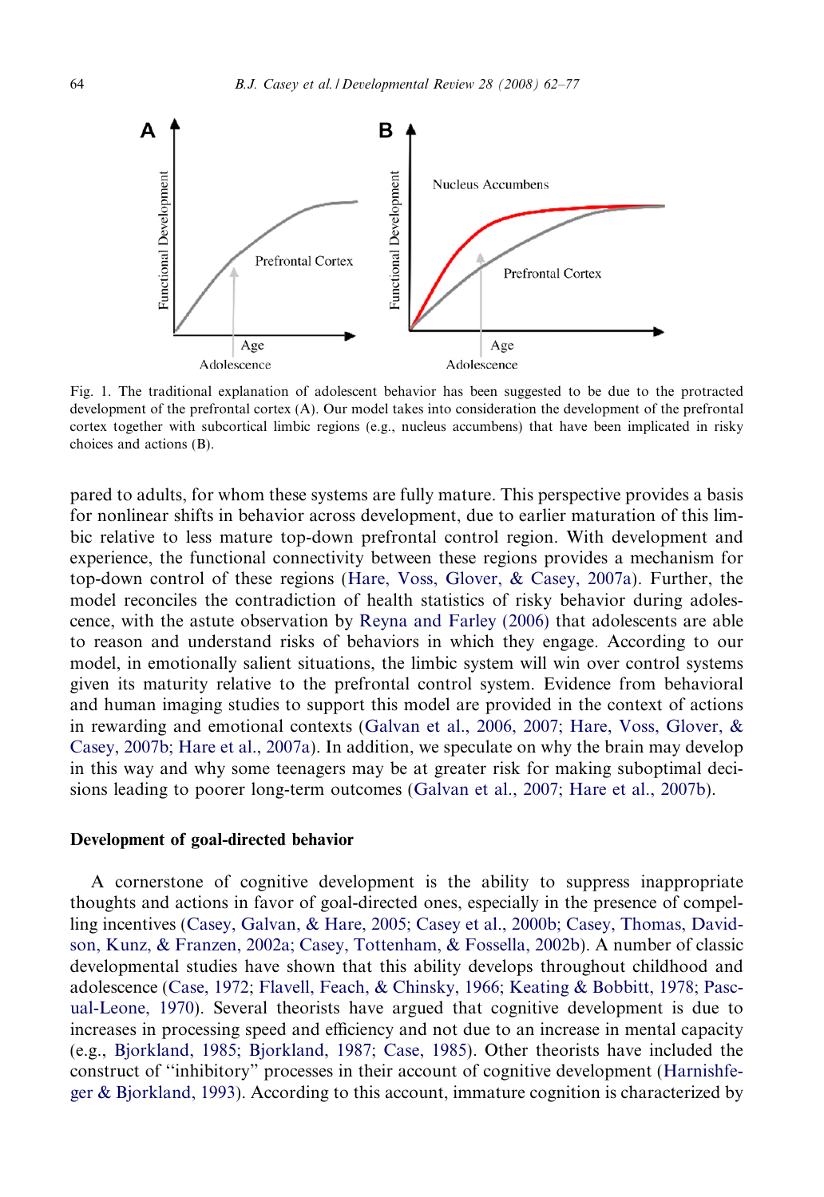Fig. 1. The traditional explanation of adolescent behavior has been suggested to be due to the protracted development of the prefrontal cortex (A). Our model takes into consideration the development of the prefrontal cortex together with subcortical limbic regions (e.g., nucleus accumbens) that have been implicated in risky choices and actions (B).

pared to adults, for whom these systems are fully mature. This perspective provides a basis for nonlinear shifts in behavior across development, due to earlier maturation of this limbic relative to less mature top-down prefrontal control region. With development and experience, the functional connectivity between these regions provides a mechanism for top-down control of these regions (Hare, Voss, Glover, & Casey, 2007a). Further, the model reconciles the contradiction of health statistics of risky behavior during adolescence, with the astute observation by Reyna and Farley (2006) that adolescents are able to reason and understand risks of behaviors in which they engage. According to our model, in emotionally salient situations, the limbic system will win over control systems given its maturity relative to the prefrontal control system. Evidence from behavioral and human imaging studies to support this model are provided in the context of actions in rewarding and emotional contexts (Galvan et al., 2006, 2007; Hare, Voss, Glover, & Casey, 2007b; Hare et al., 2007a). In addition, we speculate on why the brain may develop in this way and why some teenagers may be at greater risk for making suboptimal decisions leading to poorer long-term outcomes (Galvan et al., 2007; Hare et al., 2007b).

## Development of goal-directed behavior

A cornerstone of cognitive development is the ability to suppress inappropriate thoughts and actions in favor of goal-directed ones, especially in the presence of compelling incentives (Casey, Galvan, & Hare, 2005; Casey et al., 2000b; Casey, Thomas, Davidson, Kunz, & Franzen, 2002a; Casey, Tottenham, & Fossella, 2002b). A number of classic developmental studies have shown that this ability develops throughout childhood and adolescence (Case, 1972; Flavell, Feach, & Chinsky, 1966; Keating & Bobbitt, 1978; Pascual-Leone, 1970). Several theorists have argued that cognitive development is due to increases in processing speed and efficiency and not due to an increase in mental capacity (e.g., Bjorkland, 1985; Bjorkland, 1987; Case, 1985). Other theorists have included the construct of "inhibitory" processes in their account of cognitive development (Harnishfeger & Bjorkland, 1993). According to this account, immature cognition is characterized by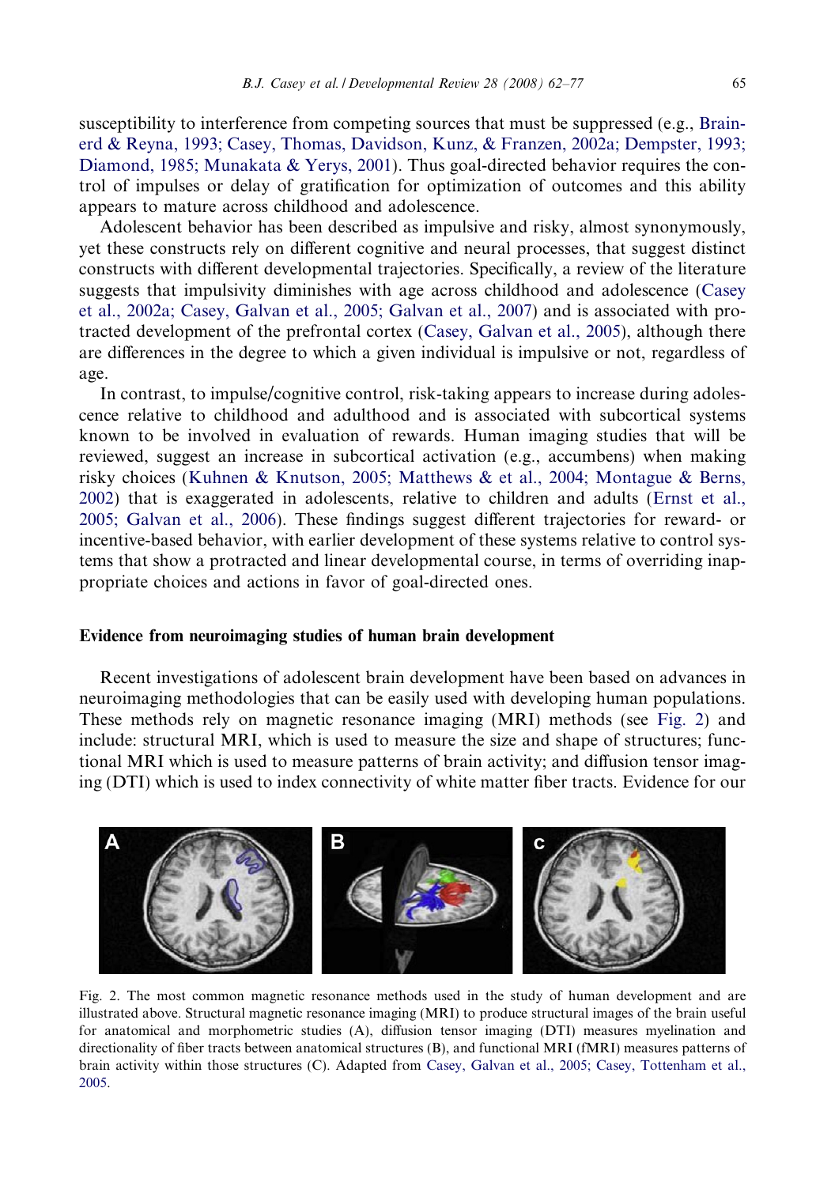susceptibility to interference from competing sources that must be suppressed (e.g., Brainerd & Reyna, 1993; Casey, Thomas, Davidson, Kunz, & Franzen, 2002a; Dempster, 1993; Diamond, 1985; Munakata & Yerys, 2001). Thus goal-directed behavior requires the control of impulses or delay of gratification for optimization of outcomes and this ability appears to mature across childhood and adolescence.

Adolescent behavior has been described as impulsive and risky, almost synonymously, yet these constructs rely on different cognitive and neural processes, that suggest distinct constructs with different developmental trajectories. Specifically, a review of the literature suggests that impulsivity diminishes with age across childhood and adolescence (Casey et al., 2002a; Casey, Galvan et al., 2005; Galvan et al., 2007) and is associated with protracted development of the prefrontal cortex (Casey, Galvan et al., 2005), although there are differences in the degree to which a given individual is impulsive or not, regardless of age.

In contrast, to impulse/cognitive control, risk-taking appears to increase during adolescence relative to childhood and adulthood and is associated with subcortical systems known to be involved in evaluation of rewards. Human imaging studies that will be reviewed, suggest an increase in subcortical activation (e.g., accumbens) when making risky choices (Kuhnen & Knutson, 2005; Matthews & et al., 2004; Montague & Berns, 2002) that is exaggerated in adolescents, relative to children and adults (Ernst et al., 2005; Galvan et al., 2006). These findings suggest different trajectories for reward- or incentive-based behavior, with earlier development of these systems relative to control systems that show a protracted and linear developmental course, in terms of overriding inappropriate choices and actions in favor of goal-directed ones.

## Evidence from neuroimaging studies of human brain development

Recent investigations of adolescent brain development have been based on advances in neuroimaging methodologies that can be easily used with developing human populations. These methods rely on magnetic resonance imaging (MRI) methods (see Fig. 2) and include: structural MRI, which is used to measure the size and shape of structures; functional MRI which is used to measure patterns of brain activity; and diffusion tensor imaging (DTI) which is used to index connectivity of white matter fiber tracts. Evidence for our

Fig. 2. The most common magnetic resonance methods used in the study of human development and are illustrated above. Structural magnetic resonance imaging (MRI) to produce structural images of the brain useful for anatomical and morphometric studies (A), diffusion tensor imaging (DTI) measures myelination and directionality of fiber tracts between anatomical structures (B), and functional MRI (fMRI) measures patterns of brain activity within those structures (C). Adapted from Casey, Galvan et al., 2005; Casey, Tottenham et al., 2005.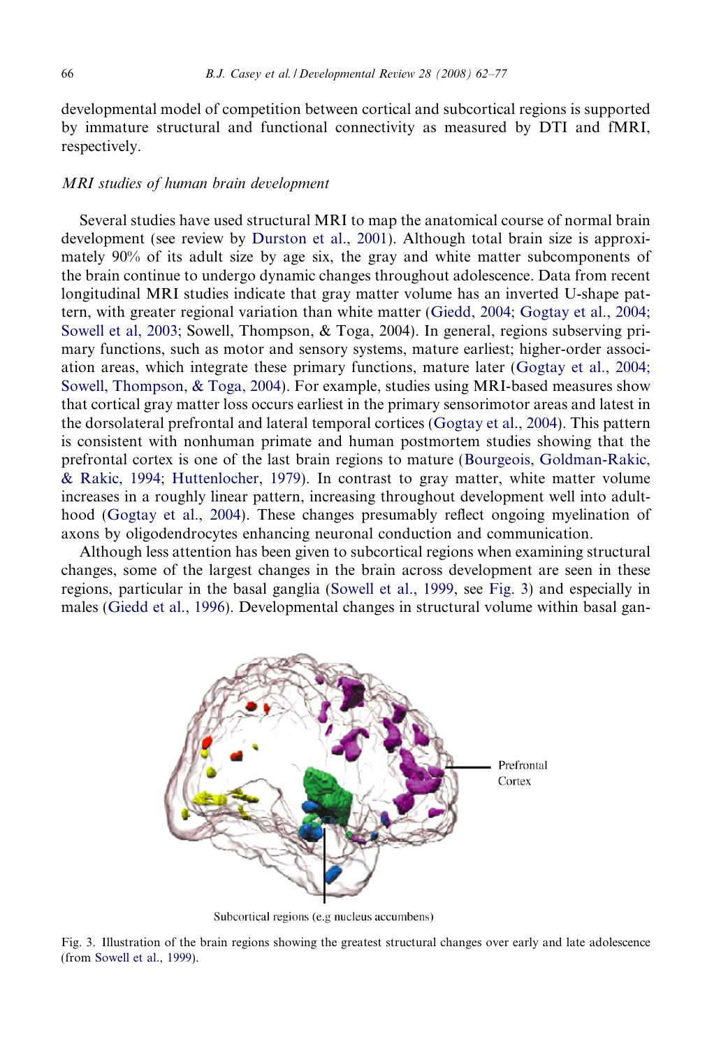developmental model of competition between cortical and subcortical regions is supported by immature structural and functional connectivity as measured by DTI and fMRI, respectively.

### *MRI studies of human brain development*

Several studies have used structural MRI to map the anatomical course of normal brain development (see review by Durston et al., 2001). Although total brain size is approximately 90% of its adult size by age six, the gray and white matter subcomponents of the brain continue to undergo dynamic changes throughout adolescence. Data from recent longitudinal MRI studies indicate that gray matter volume has an inverted U-shape pattern, with greater regional variation than white matter (Giedd, 2004; Gogtay et al., 2004; Sowell et al, 2003; Sowell, Thompson, & Toga, 2004). In general, regions subserving primary functions, such as motor and sensory systems, mature earliest; higher-order association areas, which integrate these primary functions, mature later (Gogtay et al., 2004; Sowell, Thompson, & Toga, 2004). For example, studies using MRI-based measures show that cortical gray matter loss occurs earliest in the primary sensorimotor areas and latest in the dorsolateral prefrontal and lateral temporal cortices (Gogtay et al., 2004). This pattern is consistent with nonhuman primate and human postmortem studies showing that the prefrontal cortex is one of the last brain regions to mature (Bourgeois, Goldman-Rakic, & Rakic, 1994; Huttenlocher, 1979). In contrast to gray matter, white matter volume increases in a roughly linear pattern, increasing throughout development well into adulthood (Gogtay et al., 2004). These changes presumably reflect ongoing myelination of axons by oligodendrocytes enhancing neuronal conduction and communication.

Although less attention has been given to subcortical regions when examining structural changes, some of the largest changes in the brain across development are seen in these regions, particular in the basal ganglia (Sowell et al., 1999, see Fig. 3) and especially in males (Giedd et al., 1996). Developmental changes in structural volume within basal gan-

Prefrontal Cortex

Subcortical regions (e.g nucleus accumbens)

Fig. 3. Illustration of the brain regions showing the greatest structural changes over early and late adolescence (from Sowell et al., 1999).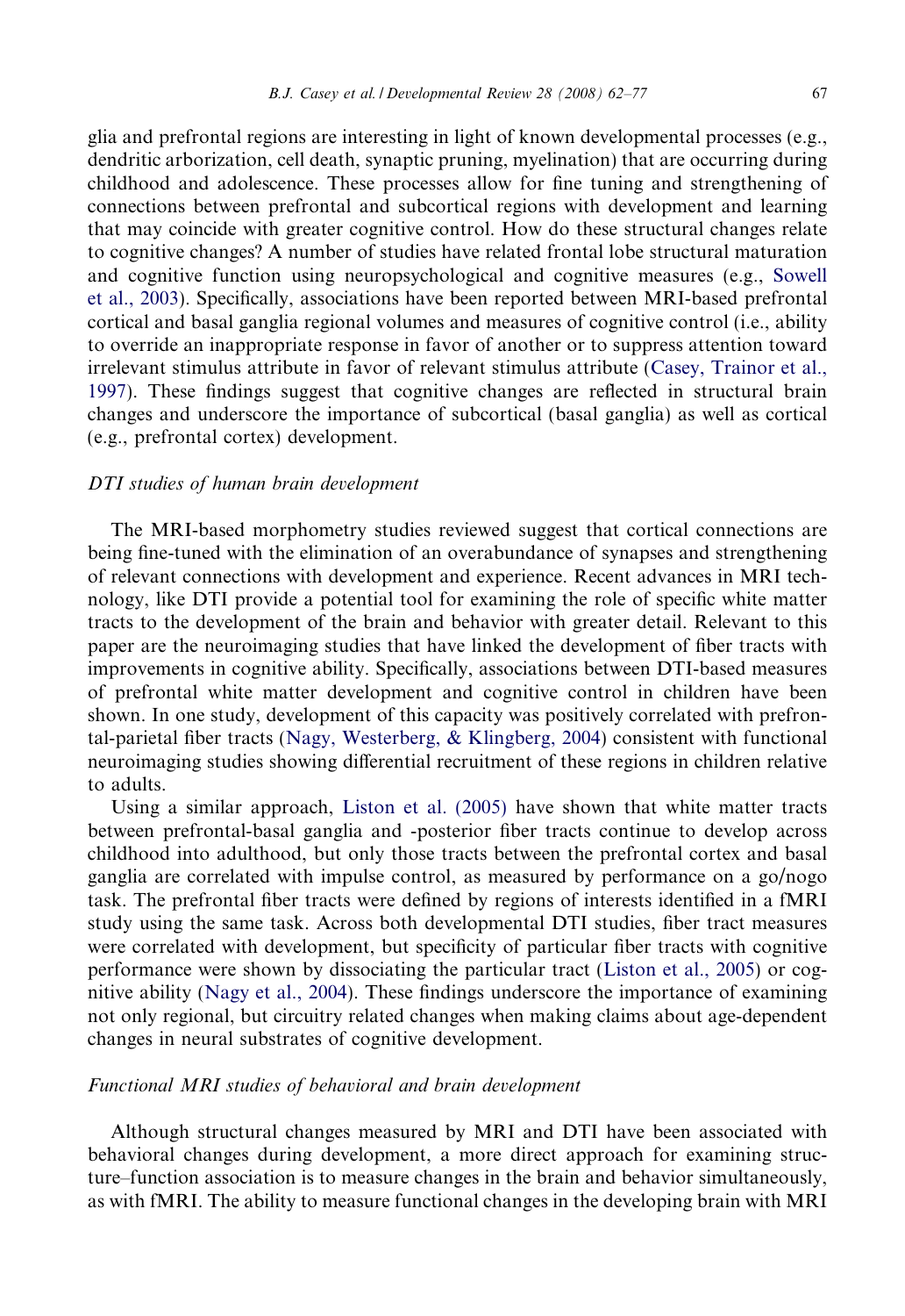glia and prefrontal regions are interesting in light of known developmental processes (e.g., dendritic arborization, cell death, synaptic pruning, myelination) that are occurring during childhood and adolescence. These processes allow for fine tuning and strengthening of connections between prefrontal and subcortical regions with development and learning that may coincide with greater cognitive control. How do these structural changes relate to cognitive changes? A number of studies have related frontal lobe structural maturation and cognitive function using neuropsychological and cognitive measures (e.g., Sowell et al., 2003). Specifically, associations have been reported between MRI-based prefrontal cortical and basal ganglia regional volumes and measures of cognitive control (i.e., ability to override an inappropriate response in favor of another or to suppress attention toward irrelevant stimulus attribute in favor of relevant stimulus attribute (Casey, Trainor et al., 1997). These findings suggest that cognitive changes are reflected in structural brain changes and underscore the importance of subcortical (basal ganglia) as well as cortical (e.g., prefrontal cortex) development.

### *DTI studies of human brain development*

The MRI-based morphometry studies reviewed suggest that cortical connections are being fine-tuned with the elimination of an overabundance of synapses and strengthening of relevant connections with development and experience. Recent advances in MRI technology, like DTI provide a potential tool for examining the role of specific white matter tracts to the development of the brain and behavior with greater detail. Relevant to this paper are the neuroimaging studies that have linked the development of fiber tracts with improvements in cognitive ability. Specifically, associations between DTI-based measures of prefrontal white matter development and cognitive control in children have been shown. In one study, development of this capacity was positively correlated with prefrontal-parietal fiber tracts (Nagy, Westerberg, & Klingberg, 2004) consistent with functional neuroimaging studies showing differential recruitment of these regions in children relative to adults.

Using a similar approach, Liston et al. (2005) have shown that white matter tracts between prefrontal-basal ganglia and -posterior fiber tracts continue to develop across childhood into adulthood, but only those tracts between the prefrontal cortex and basal ganglia are correlated with impulse control, as measured by performance on a go/nogo task. The prefrontal fiber tracts were defined by regions of interests identified in a fMRI study using the same task. Across both developmental DTI studies, fiber tract measures were correlated with development, but specificity of particular fiber tracts with cognitive performance were shown by dissociating the particular tract (Liston et al., 2005) or cognitive ability (Nagy et al., 2004). These findings underscore the importance of examining not only regional, but circuitry related changes when making claims about age-dependent changes in neural substrates of cognitive development.

### *Functional MRI studies of behavioral and brain development*

Although structural changes measured by MRI and DTI have been associated with behavioral changes during development, a more direct approach for examining structure–function association is to measure changes in the brain and behavior simultaneously, as with fMRI. The ability to measure functional changes in the developing brain with MRI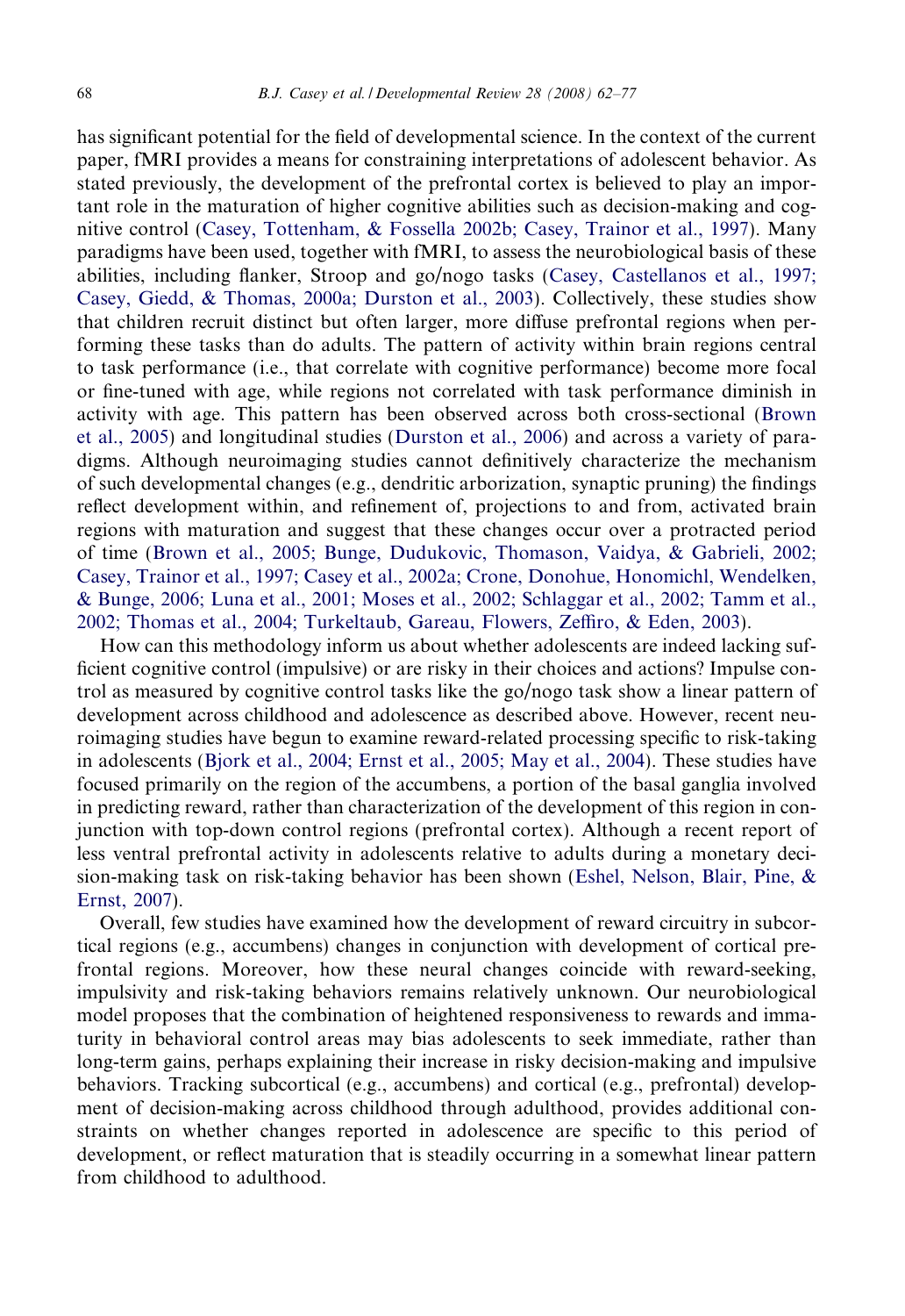has significant potential for the field of developmental science. In the context of the current paper, fMRI provides a means for constraining interpretations of adolescent behavior. As stated previously, the development of the prefrontal cortex is believed to play an important role in the maturation of higher cognitive abilities such as decision-making and cognitive control (Casey, Tottenham, & Fossella 2002b; Casey, Trainor et al., 1997). Many paradigms have been used, together with fMRI, to assess the neurobiological basis of these abilities, including flanker, Stroop and go/nogo tasks (Casey, Castellanos et al., 1997; Casey, Giedd, & Thomas, 2000a; Durston et al., 2003). Collectively, these studies show that children recruit distinct but often larger, more diffuse prefrontal regions when performing these tasks than do adults. The pattern of activity within brain regions central to task performance (i.e., that correlate with cognitive performance) become more focal or fine-tuned with age, while regions not correlated with task performance diminish in activity with age. This pattern has been observed across both cross-sectional (Brown et al., 2005) and longitudinal studies (Durston et al., 2006) and across a variety of paradigms. Although neuroimaging studies cannot definitively characterize the mechanism of such developmental changes (e.g., dendritic arborization, synaptic pruning) the findings reflect development within, and refinement of, projections to and from, activated brain regions with maturation and suggest that these changes occur over a protracted period of time (Brown et al., 2005; Bunge, Dudukovic, Thomason, Vaidya, & Gabrieli, 2002; Casey, Trainor et al., 1997; Casey et al., 2002a; Crone, Donohue, Honomichl, Wendelken, & Bunge, 2006; Luna et al., 2001; Moses et al., 2002; Schlaggar et al., 2002; Tamm et al., 2002; Thomas et al., 2004; Turkeltaub, Gareau, Flowers, Zeffiro, & Eden, 2003).

How can this methodology inform us about whether adolescents are indeed lacking sufficient cognitive control (impulsive) or are risky in their choices and actions? Impulse control as measured by cognitive control tasks like the go/nogo task show a linear pattern of development across childhood and adolescence as described above. However, recent neuroimaging studies have begun to examine reward-related processing specific to risk-taking in adolescents (Bjork et al., 2004; Ernst et al., 2005; May et al., 2004). These studies have focused primarily on the region of the accumbens, a portion of the basal ganglia involved in predicting reward, rather than characterization of the development of this region in conjunction with top-down control regions (prefrontal cortex). Although a recent report of less ventral prefrontal activity in adolescents relative to adults during a monetary decision-making task on risk-taking behavior has been shown (Eshel, Nelson, Blair, Pine, & Ernst, 2007).

Overall, few studies have examined how the development of reward circuitry in subcortical regions (e.g., accumbens) changes in conjunction with development of cortical prefrontal regions. Moreover, how these neural changes coincide with reward-seeking, impulsivity and risk-taking behaviors remains relatively unknown. Our neurobiological model proposes that the combination of heightened responsiveness to rewards and immaturity in behavioral control areas may bias adolescents to seek immediate, rather than long-term gains, perhaps explaining their increase in risky decision-making and impulsive behaviors. Tracking subcortical (e.g., accumbens) and cortical (e.g., prefrontal) development of decision-making across childhood through adulthood, provides additional constraints on whether changes reported in adolescence are specific to this period of development, or reflect maturation that is steadily occurring in a somewhat linear pattern from childhood to adulthood.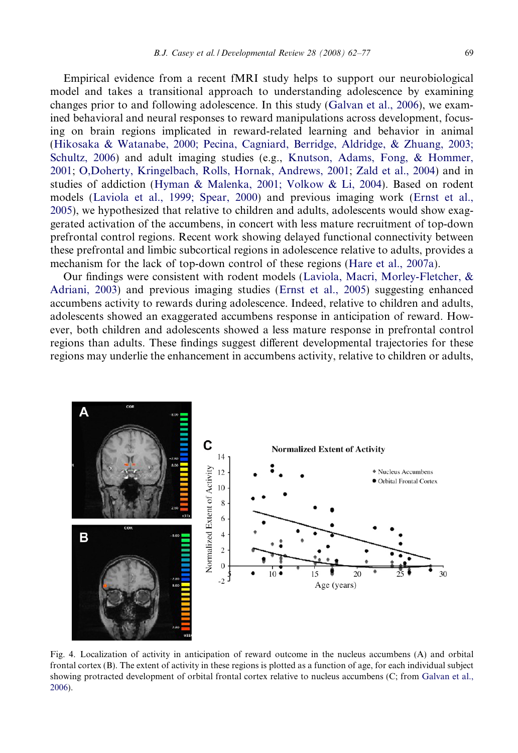Empirical evidence from a recent fMRI study helps to support our neurobiological model and takes a transitional approach to understanding adolescence by examining changes prior to and following adolescence. In this study (Galvan et al., 2006), we examined behavioral and neural responses to reward manipulations across development, focusing on brain regions implicated in reward-related learning and behavior in animal (Hikosaka & Watanabe, 2000; Pecina, Cagniard, Berridge, Aldridge, & Zhuang, 2003; Schultz, 2006) and adult imaging studies (e.g., Knutson, Adams, Fong, & Hommer, 2001; O,Doherty, Kringelbach, Rolls, Hornak, Andrews, 2001; Zald et al., 2004) and in studies of addiction (Hyman & Malenka, 2001; Volkow & Li, 2004). Based on rodent models (Laviola et al., 1999; Spear, 2000) and previous imaging work (Ernst et al., 2005), we hypothesized that relative to children and adults, adolescents would show exaggerated activation of the accumbens, in concert with less mature recruitment of top-down prefrontal control regions. Recent work showing delayed functional connectivity between these prefrontal and limbic subcortical regions in adolescence relative to adults, provides a mechanism for the lack of top-down control of these regions (Hare et al., 2007a).

Our findings were consistent with rodent models (Laviola, Macri, Morley-Fletcher, & Adriani, 2003) and previous imaging studies (Ernst et al., 2005) suggesting enhanced accumbens activity to rewards during adolescence. Indeed, relative to children and adults, adolescents showed an exaggerated accumbens response in anticipation of reward. However, both children and adolescents showed a less mature response in prefrontal control regions than adults. These findings suggest different developmental trajectories for these regions may underlie the enhancement in accumbens activity, relative to children or adults,

Fig. 4. Localization of activity in anticipation of reward outcome in the nucleus accumbens (A) and orbital frontal cortex (B). The extent of activity in these regions is plotted as a function of age, for each individual subject showing protracted development of orbital frontal cortex relative to nucleus accumbens (C; from Galvan et al., 2006).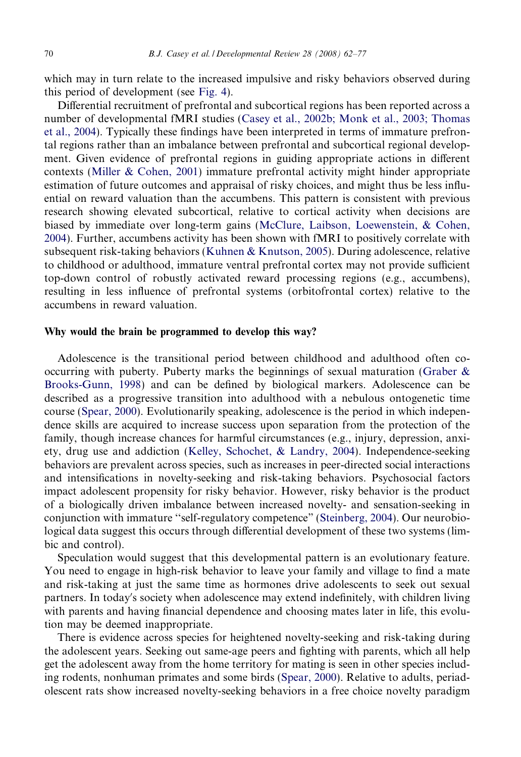which may in turn relate to the increased impulsive and risky behaviors observed during this period of development (see Fig. 4).

Differential recruitment of prefrontal and subcortical regions has been reported across a number of developmental fMRI studies (Casey et al., 2002b; Monk et al., 2003; Thomas et al., 2004). Typically these findings have been interpreted in terms of immature prefrontal regions rather than an imbalance between prefrontal and subcortical regional development. Given evidence of prefrontal regions in guiding appropriate actions in different contexts (Miller & Cohen, 2001) immature prefrontal activity might hinder appropriate estimation of future outcomes and appraisal of risky choices, and might thus be less influential on reward valuation than the accumbens. This pattern is consistent with previous research showing elevated subcortical, relative to cortical activity when decisions are biased by immediate over long-term gains (McClure, Laibson, Loewenstein, & Cohen, 2004). Further, accumbens activity has been shown with fMRI to positively correlate with subsequent risk-taking behaviors (Kuhnen & Knutson, 2005). During adolescence, relative to childhood or adulthood, immature ventral prefrontal cortex may not provide sufficient top-down control of robustly activated reward processing regions (e.g., accumbens), resulting in less influence of prefrontal systems (orbitofrontal cortex) relative to the accumbens in reward valuation.

## Why would the brain be programmed to develop this way?

Adolescence is the transitional period between childhood and adulthood often co-occurring with puberty. Puberty marks the beginnings of sexual maturation (Graber & Brooks-Gunn, 1998) and can be defined by biological markers. Adolescence can be described as a progressive transition into adulthood with a nebulous ontogenetic time course (Spear, 2000). Evolutionarily speaking, adolescence is the period in which independence skills are acquired to increase success upon separation from the protection of the family, though increase chances for harmful circumstances (e.g., injury, depression, anxiety, drug use and addiction (Kelley, Schochet, & Landry, 2004). Independence-seeking behaviors are prevalent across species, such as increases in peer-directed social interactions and intensifications in novelty-seeking and risk-taking behaviors. Psychosocial factors impact adolescent propensity for risky behavior. However, risky behavior is the product of a biologically driven imbalance between increased novelty- and sensation-seeking in conjunction with immature "self-regulatory competence" (Steinberg, 2004). Our neurobiological data suggest this occurs through differential development of these two systems (limbic and control).

Speculation would suggest that this developmental pattern is an evolutionary feature. You need to engage in high-risk behavior to leave your family and village to find a mate and risk-taking at just the same time as hormones drive adolescents to seek out sexual partners. In today's society when adolescence may extend indefinitely, with children living with parents and having financial dependence and choosing mates later in life, this evolution may be deemed inappropriate.

There is evidence across species for heightened novelty-seeking and risk-taking during the adolescent years. Seeking out same-age peers and fighting with parents, which all help get the adolescent away from the home territory for mating is seen in other species including rodents, nonhuman primates and some birds (Spear, 2000). Relative to adults, periadolescent rats show increased novelty-seeking behaviors in a free choice novelty paradigm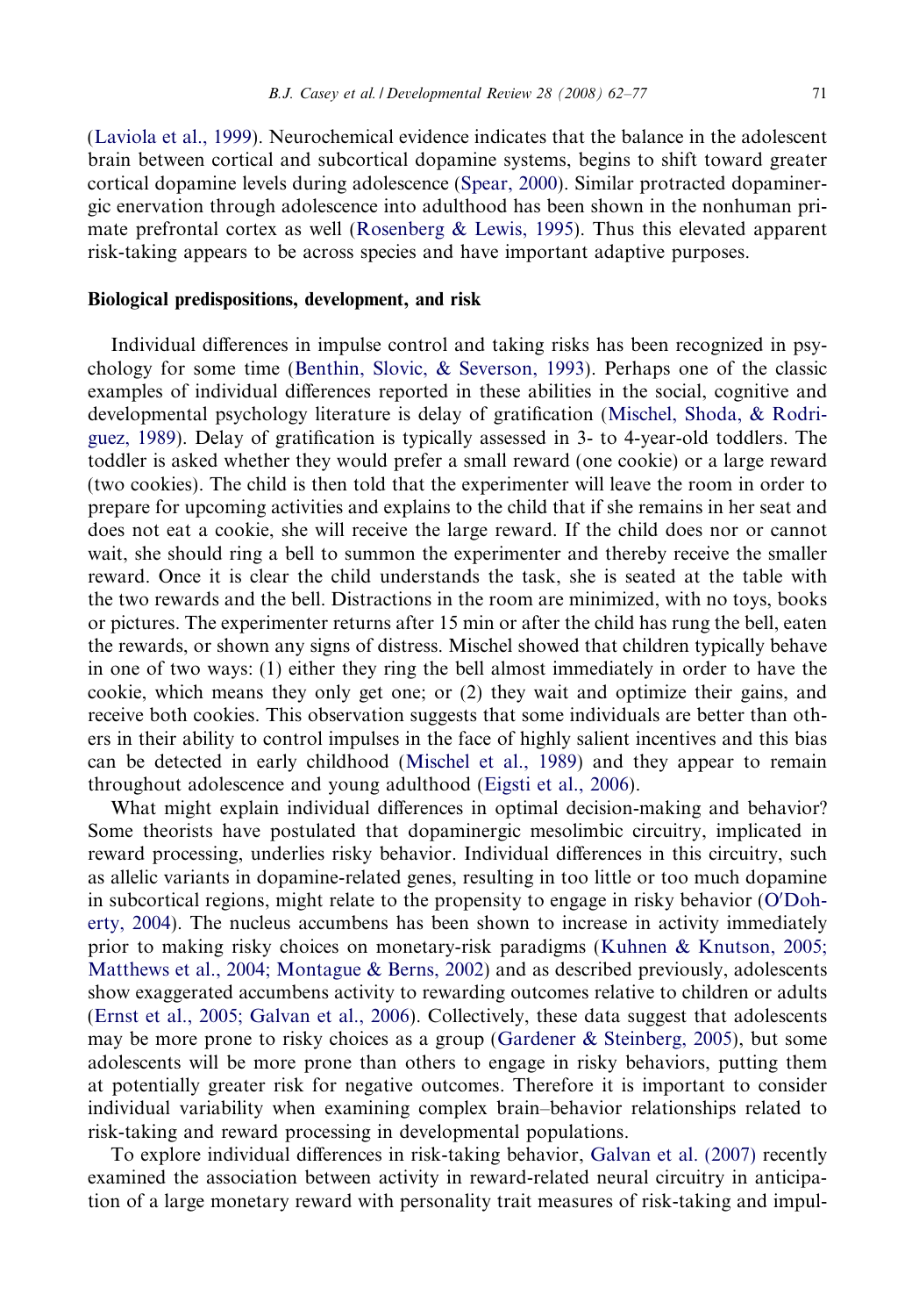(Laviola et al., 1999). Neurochemical evidence indicates that the balance in the adolescent brain between cortical and subcortical dopamine systems, begins to shift toward greater cortical dopamine levels during adolescence (Spear, 2000). Similar protracted dopaminergic enervation through adolescence into adulthood has been shown in the nonhuman primate prefrontal cortex as well (Rosenberg & Lewis, 1995). Thus this elevated apparent risk-taking appears to be across species and have important adaptive purposes.

## Biological predispositions, development, and risk

Individual differences in impulse control and taking risks has been recognized in psychology for some time (Benthin, Slovic, & Severson, 1993). Perhaps one of the classic examples of individual differences reported in these abilities in the social, cognitive and developmental psychology literature is delay of gratification (Mischel, Shoda, & Rodriguez, 1989). Delay of gratification is typically assessed in 3- to 4-year-old toddlers. The toddler is asked whether they would prefer a small reward (one cookie) or a large reward (two cookies). The child is then told that the experimenter will leave the room in order to prepare for upcoming activities and explains to the child that if she remains in her seat and does not eat a cookie, she will receive the large reward. If the child does nor or cannot wait, she should ring a bell to summon the experimenter and thereby receive the smaller reward. Once it is clear the child understands the task, she is seated at the table with the two rewards and the bell. Distractions in the room are minimized, with no toys, books or pictures. The experimenter returns after 15 min or after the child has rung the bell, eaten the rewards, or shown any signs of distress. Mischel showed that children typically behave in one of two ways: (1) either they ring the bell almost immediately in order to have the cookie, which means they only get one; or (2) they wait and optimize their gains, and receive both cookies. This observation suggests that some individuals are better than others in their ability to control impulses in the face of highly salient incentives and this bias can be detected in early childhood (Mischel et al., 1989) and they appear to remain throughout adolescence and young adulthood (Eigsti et al., 2006).

What might explain individual differences in optimal decision-making and behavior? Some theorists have postulated that dopaminergic mesolimbic circuitry, implicated in reward processing, underlies risky behavior. Individual differences in this circuitry, such as allelic variants in dopamine-related genes, resulting in too little or too much dopamine in subcortical regions, might relate to the propensity to engage in risky behavior (O′Doherty, 2004). The nucleus accumbens has been shown to increase in activity immediately prior to making risky choices on monetary-risk paradigms (Kuhnen & Knutson, 2005; Matthews et al., 2004; Montague & Berns, 2002) and as described previously, adolescents show exaggerated accumbens activity to rewarding outcomes relative to children or adults (Ernst et al., 2005; Galvan et al., 2006). Collectively, these data suggest that adolescents may be more prone to risky choices as a group (Gardener & Steinberg, 2005), but some adolescents will be more prone than others to engage in risky behaviors, putting them at potentially greater risk for negative outcomes. Therefore it is important to consider individual variability when examining complex brain–behavior relationships related to risk-taking and reward processing in developmental populations.

To explore individual differences in risk-taking behavior, Galvan et al. (2007) recently examined the association between activity in reward-related neural circuitry in anticipation of a large monetary reward with personality trait measures of risk-taking and impul-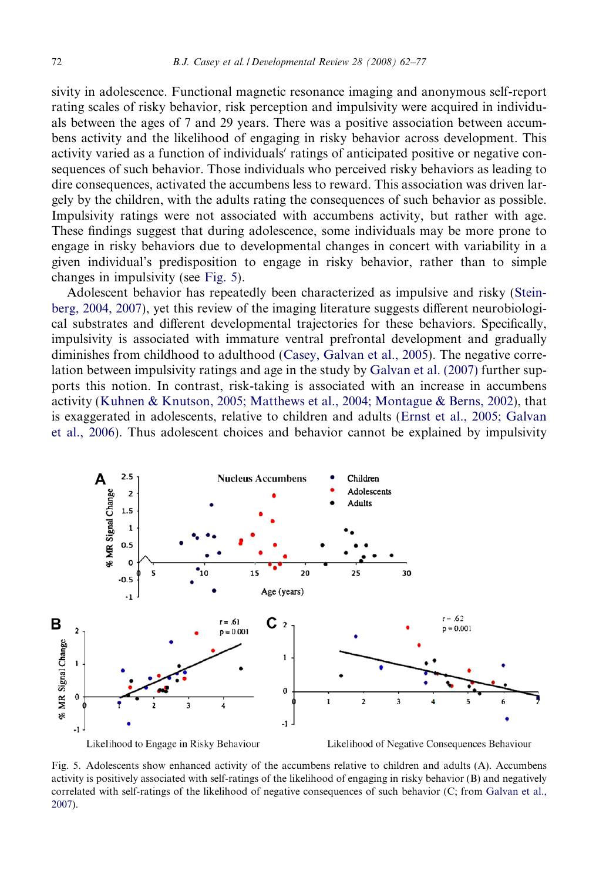sivity in adolescence. Functional magnetic resonance imaging and anonymous self-report rating scales of risky behavior, risk perception and impulsivity were acquired in individuals between the ages of 7 and 29 years. There was a positive association between accumbens activity and the likelihood of engaging in risky behavior across development. This activity varied as a function of individuals' ratings of anticipated positive or negative consequences of such behavior. Those individuals who perceived risky behaviors as leading to dire consequences, activated the accumbens less to reward. This association was driven largely by the children, with the adults rating the consequences of such behavior as possible. Impulsivity ratings were not associated with accumbens activity, but rather with age. These findings suggest that during adolescence, some individuals may be more prone to engage in risky behaviors due to developmental changes in concert with variability in a given individual's predisposition to engage in risky behavior, rather than to simple changes in impulsivity (see Fig. 5).

Adolescent behavior has repeatedly been characterized as impulsive and risky (Steinberg, 2004, 2007), yet this review of the imaging literature suggests different neurobiological substrates and different developmental trajectories for these behaviors. Specifically, impulsivity is associated with immature ventral prefrontal development and gradually diminishes from childhood to adulthood (Casey, Galvan et al., 2005). The negative correlation between impulsivity ratings and age in the study by Galvan et al. (2007) further supports this notion. In contrast, risk-taking is associated with an increase in accumbens activity (Kuhnen & Knutson, 2005; Matthews et al., 2004; Montague & Berns, 2002), that is exaggerated in adolescents, relative to children and adults (Ernst et al., 2005; Galvan et al., 2006). Thus adolescent choices and behavior cannot be explained by impulsivity

Fig. 5. Adolescents show enhanced activity of the accumbens relative to children and adults (A). Accumbens activity is positively associated with self-ratings of the likelihood of engaging in risky behavior (B) and negatively correlated with self-ratings of the likelihood of negative consequences of such behavior (C; from Galvan et al., 2007).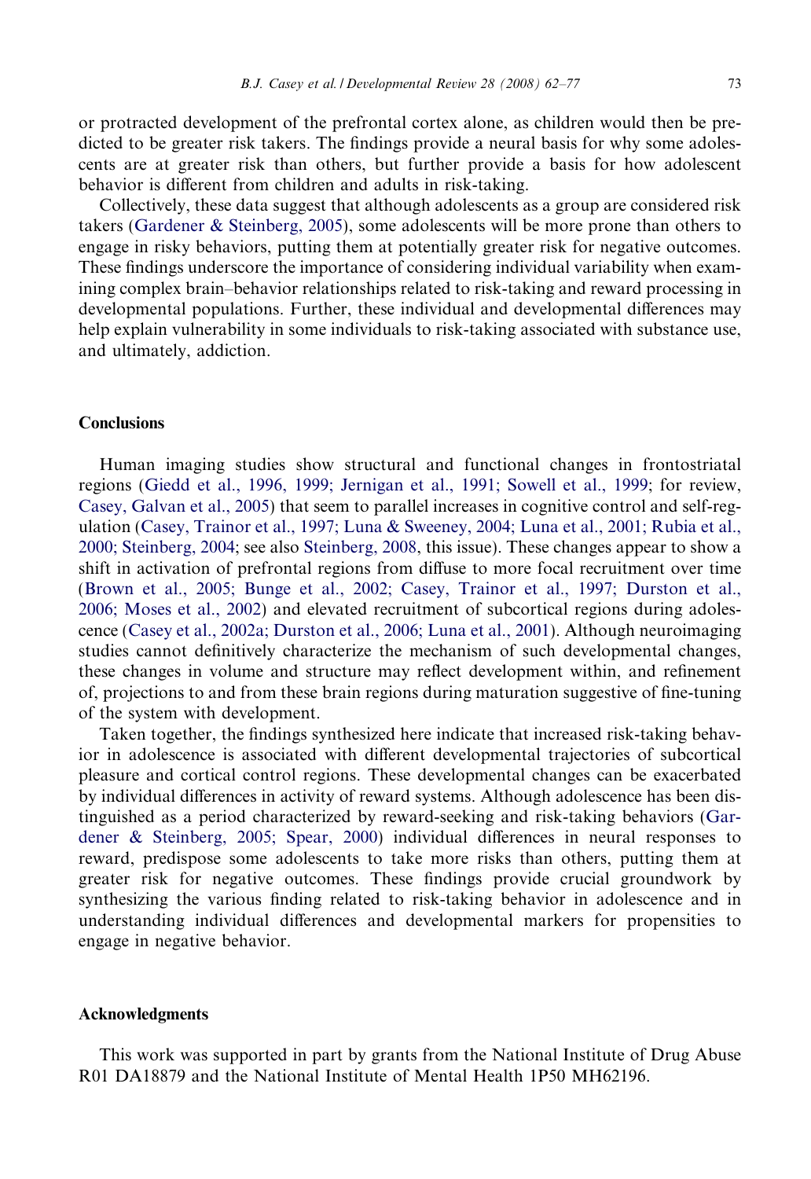or protracted development of the prefrontal cortex alone, as children would then be predicted to be greater risk takers. The findings provide a neural basis for why some adolescents are at greater risk than others, but further provide a basis for how adolescent behavior is different from children and adults in risk-taking.

Collectively, these data suggest that although adolescents as a group are considered risk takers (Gardener & Steinberg, 2005), some adolescents will be more prone than others to engage in risky behaviors, putting them at potentially greater risk for negative outcomes. These findings underscore the importance of considering individual variability when examining complex brain–behavior relationships related to risk-taking and reward processing in developmental populations. Further, these individual and developmental differences may help explain vulnerability in some individuals to risk-taking associated with substance use, and ultimately, addiction.

## Conclusions

Human imaging studies show structural and functional changes in frontostriatal regions (Giedd et al., 1996, 1999; Jernigan et al., 1991; Sowell et al., 1999; for review, Casey, Galvan et al., 2005) that seem to parallel increases in cognitive control and self-regulation (Casey, Trainor et al., 1997; Luna & Sweeney, 2004; Luna et al., 2001; Rubia et al., 2000; Steinberg, 2004; see also Steinberg, 2008, this issue). These changes appear to show a shift in activation of prefrontal regions from diffuse to more focal recruitment over time (Brown et al., 2005; Bunge et al., 2002; Casey, Trainor et al., 1997; Durston et al., 2006; Moses et al., 2002) and elevated recruitment of subcortical regions during adolescence (Casey et al., 2002a; Durston et al., 2006; Luna et al., 2001). Although neuroimaging studies cannot definitively characterize the mechanism of such developmental changes, these changes in volume and structure may reflect development within, and refinement of, projections to and from these brain regions during maturation suggestive of fine-tuning of the system with development.

Taken together, the findings synthesized here indicate that increased risk-taking behavior in adolescence is associated with different developmental trajectories of subcortical pleasure and cortical control regions. These developmental changes can be exacerbated by individual differences in activity of reward systems. Although adolescence has been distinguished as a period characterized by reward-seeking and risk-taking behaviors (Gardener & Steinberg, 2005; Spear, 2000) individual differences in neural responses to reward, predispose some adolescents to take more risks than others, putting them at greater risk for negative outcomes. These findings provide crucial groundwork by synthesizing the various finding related to risk-taking behavior in adolescence and in understanding individual differences and developmental markers for propensities to engage in negative behavior.

## Acknowledgments

This work was supported in part by grants from the National Institute of Drug Abuse R01 DA18879 and the National Institute of Mental Health 1P50 MH62196.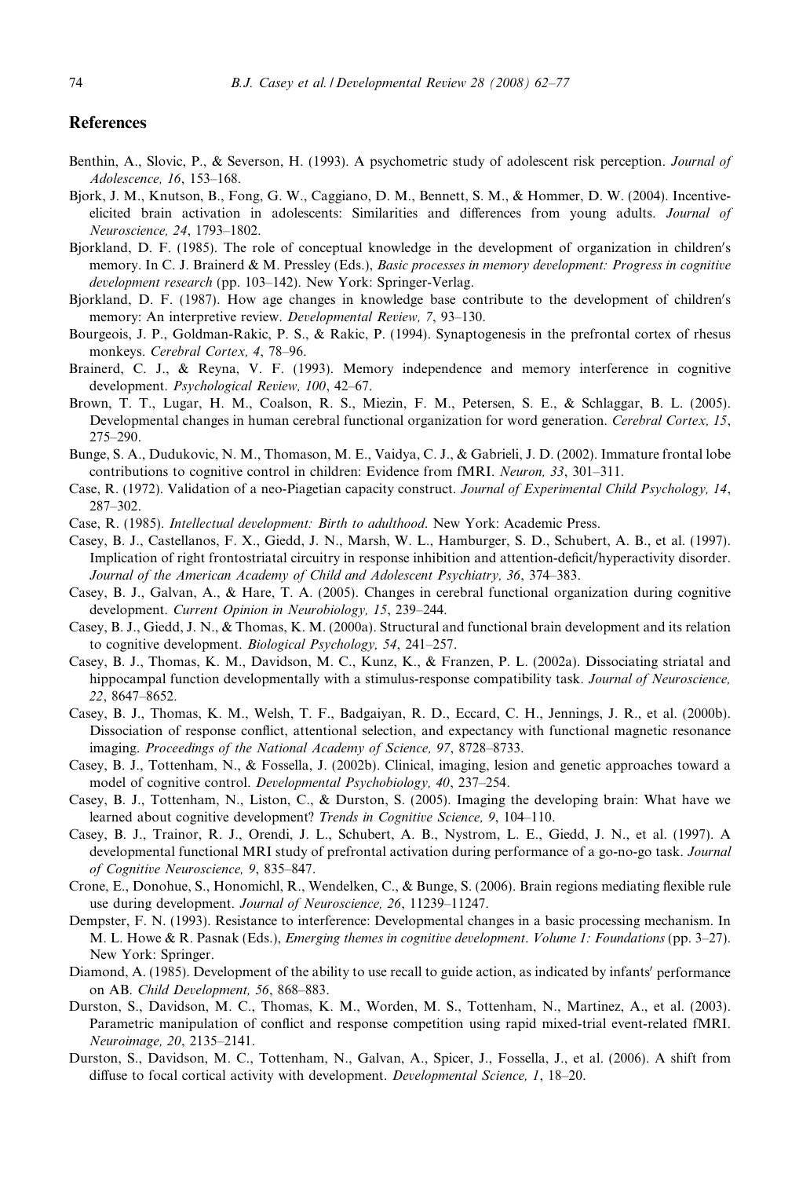## References

Benthin, A., Slovic, P., & Severson, H. (1993). A psychometric study of adolescent risk perception. *Journal of Adolescence, 16*, 153–168.

Bjork, J. M., Knutson, B., Fong, G. W., Caggiano, D. M., Bennett, S. M., & Hommer, D. W. (2004). Incentive-elicited brain activation in adolescents: Similarities and differences from young adults. *Journal of Neuroscience, 24*, 1793–1802.

Bjorkland, D. F. (1985). The role of conceptual knowledge in the development of organization in children′s memory. In C. J. Brainerd & M. Pressley (Eds.), *Basic processes in memory development: Progress in cognitive development research* (pp. 103–142). New York: Springer-Verlag.

Bjorkland, D. F. (1987). How age changes in knowledge base contribute to the development of children′s memory: An interpretive review. *Developmental Review, 7*, 93–130.

Bourgeois, J. P., Goldman-Rakic, P. S., & Rakic, P. (1994). Synaptogenesis in the prefrontal cortex of rhesus monkeys. *Cerebral Cortex, 4*, 78–96.

Brainerd, C. J., & Reyna, V. F. (1993). Memory independence and memory interference in cognitive development. *Psychological Review, 100*, 42–67.

Brown, T. T., Lugar, H. M., Coalson, R. S., Miezin, F. M., Petersen, S. E., & Schlaggar, B. L. (2005). Developmental changes in human cerebral functional organization for word generation. *Cerebral Cortex, 15*, 275–290.

Bunge, S. A., Dudukovic, N. M., Thomason, M. E., Vaidya, C. J., & Gabrieli, J. D. (2002). Immature frontal lobe contributions to cognitive control in children: Evidence from fMRI. *Neuron, 33*, 301–311.

Case, R. (1972). Validation of a neo-Piagetian capacity construct. *Journal of Experimental Child Psychology, 14*, 287–302.

Case, R. (1985). *Intellectual development: Birth to adulthood*. New York: Academic Press.

Casey, B. J., Castellanos, F. X., Giedd, J. N., Marsh, W. L., Hamburger, S. D., Schubert, A. B., et al. (1997). Implication of right frontostriatal circuitry in response inhibition and attention-deficit/hyperactivity disorder. *Journal of the American Academy of Child and Adolescent Psychiatry, 36*, 374–383.

Casey, B. J., Galvan, A., & Hare, T. A. (2005). Changes in cerebral functional organization during cognitive development. *Current Opinion in Neurobiology, 15*, 239–244.

Casey, B. J., Giedd, J. N., & Thomas, K. M. (2000a). Structural and functional brain development and its relation to cognitive development. *Biological Psychology, 54*, 241–257.

Casey, B. J., Thomas, K. M., Davidson, M. C., Kunz, K., & Franzen, P. L. (2002a). Dissociating striatal and hippocampal function developmentally with a stimulus-response compatibility task. *Journal of Neuroscience, 22*, 8647–8652.

Casey, B. J., Thomas, K. M., Welsh, T. F., Badgaiyan, R. D., Eccard, C. H., Jennings, J. R., et al. (2000b). Dissociation of response conflict, attentional selection, and expectancy with functional magnetic resonance imaging. *Proceedings of the National Academy of Science, 97*, 8728–8733.

Casey, B. J., Tottenham, N., & Fossella, J. (2002b). Clinical, imaging, lesion and genetic approaches toward a model of cognitive control. *Developmental Psychobiology, 40*, 237–254.

Casey, B. J., Tottenham, N., Liston, C., & Durston, S. (2005). Imaging the developing brain: What have we learned about cognitive development? *Trends in Cognitive Science, 9*, 104–110.

Casey, B. J., Trainor, R. J., Orendi, J. L., Schubert, A. B., Nystrom, L. E., Giedd, J. N., et al. (1997). A developmental functional MRI study of prefrontal activation during performance of a go-no-go task. *Journal of Cognitive Neuroscience, 9*, 835–847.

Crone, E., Donohue, S., Honomichl, R., Wendelken, C., & Bunge, S. (2006). Brain regions mediating flexible rule use during development. *Journal of Neuroscience, 26*, 11239–11247.

Dempster, F. N. (1993). Resistance to interference: Developmental changes in a basic processing mechanism. In M. L. Howe & R. Pasnak (Eds.), *Emerging themes in cognitive development. Volume 1: Foundations* (pp. 3–27). New York: Springer.

Diamond, A. (1985). Development of the ability to use recall to guide action, as indicated by infants′ performance on AB. *Child Development, 56*, 868–883.

Durston, S., Davidson, M. C., Thomas, K. M., Worden, M. S., Tottenham, N., Martinez, A., et al. (2003). Parametric manipulation of conflict and response competition using rapid mixed-trial event-related fMRI. *Neuroimage, 20*, 2135–2141.

Durston, S., Davidson, M. C., Tottenham, N., Galvan, A., Spicer, J., Fossella, J., et al. (2006). A shift from diffuse to focal cortical activity with development. *Developmental Science, 1*, 18–20.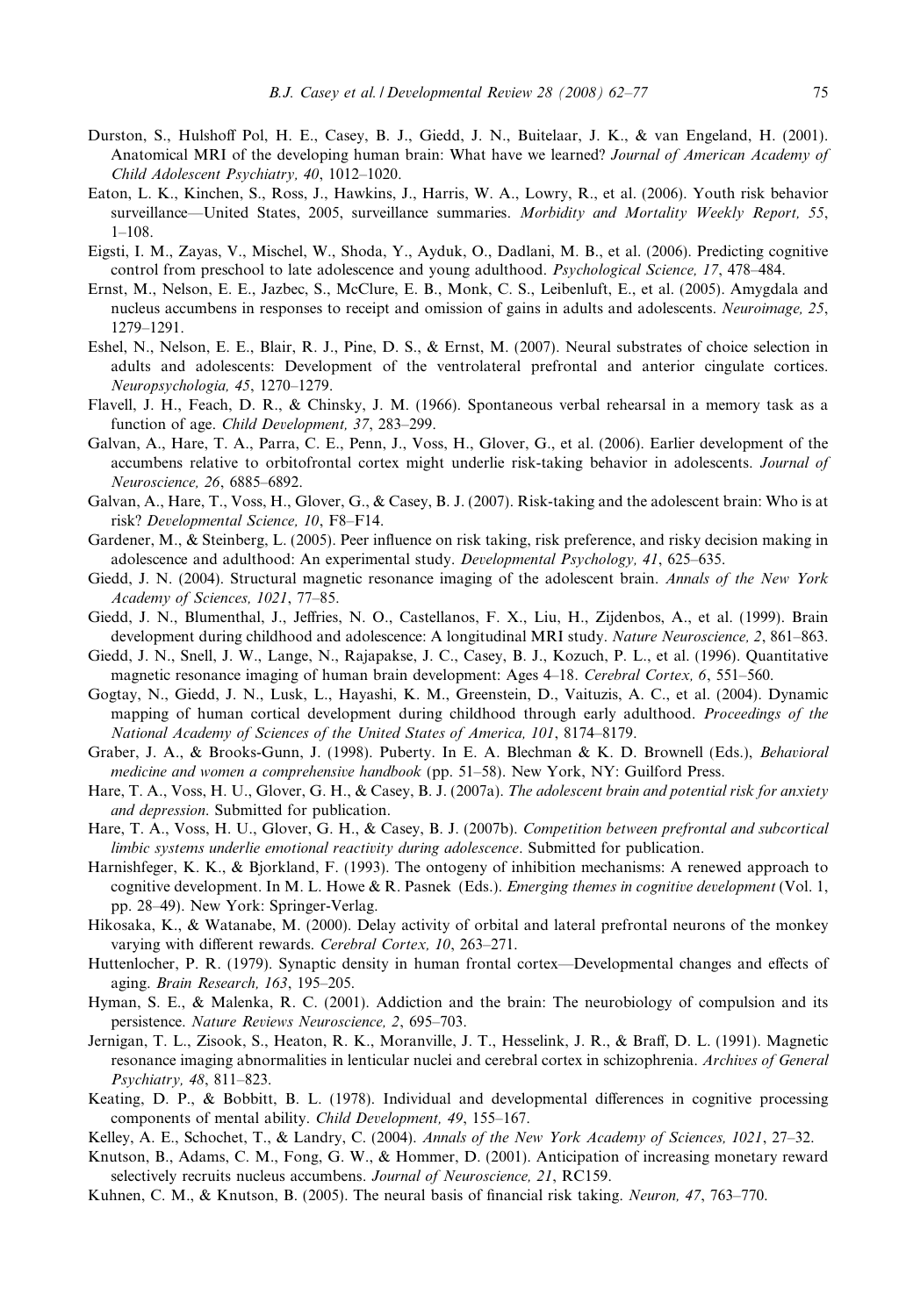Durston, S., Hulshoff Pol, H. E., Casey, B. J., Giedd, J. N., Buitelaar, J. K., & van Engeland, H. (2001). Anatomical MRI of the developing human brain: What have we learned? *Journal of American Academy of Child Adolescent Psychiatry, 40*, 1012–1020.

Eaton, L. K., Kinchen, S., Ross, J., Hawkins, J., Harris, W. A., Lowry, R., et al. (2006). Youth risk behavior surveillance—United States, 2005, surveillance summaries. *Morbidity and Mortality Weekly Report, 55*, 1–108.

Eigsti, I. M., Zayas, V., Mischel, W., Shoda, Y., Ayduk, O., Dadlani, M. B., et al. (2006). Predicting cognitive control from preschool to late adolescence and young adulthood. *Psychological Science, 17*, 478–484.

Ernst, M., Nelson, E. E., Jazbec, S., McClure, E. B., Monk, C. S., Leibenluft, E., et al. (2005). Amygdala and nucleus accumbens in responses to receipt and omission of gains in adults and adolescents. *Neuroimage, 25*, 1279–1291.

Eshel, N., Nelson, E. E., Blair, R. J., Pine, D. S., & Ernst, M. (2007). Neural substrates of choice selection in adults and adolescents: Development of the ventrolateral prefrontal and anterior cingulate cortices. *Neuropsychologia, 45*, 1270–1279.

Flavell, J. H., Feach, D. R., & Chinsky, J. M. (1966). Spontaneous verbal rehearsal in a memory task as a function of age. *Child Development, 37*, 283–299.

Galvan, A., Hare, T. A., Parra, C. E., Penn, J., Voss, H., Glover, G., et al. (2006). Earlier development of the accumbens relative to orbitofrontal cortex might underlie risk-taking behavior in adolescents. *Journal of Neuroscience, 26*, 6885–6892.

Galvan, A., Hare, T., Voss, H., Glover, G., & Casey, B. J. (2007). Risk-taking and the adolescent brain: Who is at risk? *Developmental Science, 10*, F8–F14.

Gardener, M., & Steinberg, L. (2005). Peer influence on risk taking, risk preference, and risky decision making in adolescence and adulthood: An experimental study. *Developmental Psychology, 41*, 625–635.

Giedd, J. N. (2004). Structural magnetic resonance imaging of the adolescent brain. *Annals of the New York Academy of Sciences, 1021*, 77–85.

Giedd, J. N., Blumenthal, J., Jeffries, N. O., Castellanos, F. X., Liu, H., Zijdenbos, A., et al. (1999). Brain development during childhood and adolescence: A longitudinal MRI study. *Nature Neuroscience, 2*, 861–863.

Giedd, J. N., Snell, J. W., Lange, N., Rajapakse, J. C., Casey, B. J., Kozuch, P. L., et al. (1996). Quantitative magnetic resonance imaging of human brain development: Ages 4–18. *Cerebral Cortex, 6*, 551–560.

Gogtay, N., Giedd, J. N., Lusk, L., Hayashi, K. M., Greenstein, D., Vaituzis, A. C., et al. (2004). Dynamic mapping of human cortical development during childhood through early adulthood. *Proceedings of the National Academy of Sciences of the United States of America, 101*, 8174–8179.

Graber, J. A., & Brooks-Gunn, J. (1998). Puberty. In E. A. Blechman & K. D. Brownell (Eds.), *Behavioral medicine and women a comprehensive handbook* (pp. 51–58). New York, NY: Guilford Press.

Hare, T. A., Voss, H. U., Glover, G. H., & Casey, B. J. (2007a). *The adolescent brain and potential risk for anxiety and depression*. Submitted for publication.

Hare, T. A., Voss, H. U., Glover, G. H., & Casey, B. J. (2007b). *Competition between prefrontal and subcortical limbic systems underlie emotional reactivity during adolescence*. Submitted for publication.

Harnishfeger, K. K., & Bjorkland, F. (1993). The ontogeny of inhibition mechanisms: A renewed approach to cognitive development. In M. L. Howe & R. Pasnek (Eds.). *Emerging themes in cognitive development* (Vol. 1, pp. 28–49). New York: Springer-Verlag.

Hikosaka, K., & Watanabe, M. (2000). Delay activity of orbital and lateral prefrontal neurons of the monkey varying with different rewards. *Cerebral Cortex, 10*, 263–271.

Huttenlocher, P. R. (1979). Synaptic density in human frontal cortex—Developmental changes and effects of aging. *Brain Research, 163*, 195–205.

Hyman, S. E., & Malenka, R. C. (2001). Addiction and the brain: The neurobiology of compulsion and its persistence. *Nature Reviews Neuroscience, 2*, 695–703.

Jernigan, T. L., Zisook, S., Heaton, R. K., Moranville, J. T., Hesselink, J. R., & Braff, D. L. (1991). Magnetic resonance imaging abnormalities in lenticular nuclei and cerebral cortex in schizophrenia. *Archives of General Psychiatry, 48*, 811–823.

Keating, D. P., & Bobbitt, B. L. (1978). Individual and developmental differences in cognitive processing components of mental ability. *Child Development, 49*, 155–167.

Kelley, A. E., Schochet, T., & Landry, C. (2004). *Annals of the New York Academy of Sciences, 1021*, 27–32.

Knutson, B., Adams, C. M., Fong, G. W., & Hommer, D. (2001). Anticipation of increasing monetary reward selectively recruits nucleus accumbens. *Journal of Neuroscience, 21*, RC159.

Kuhnen, C. M., & Knutson, B. (2005). The neural basis of financial risk taking. *Neuron, 47*, 763–770.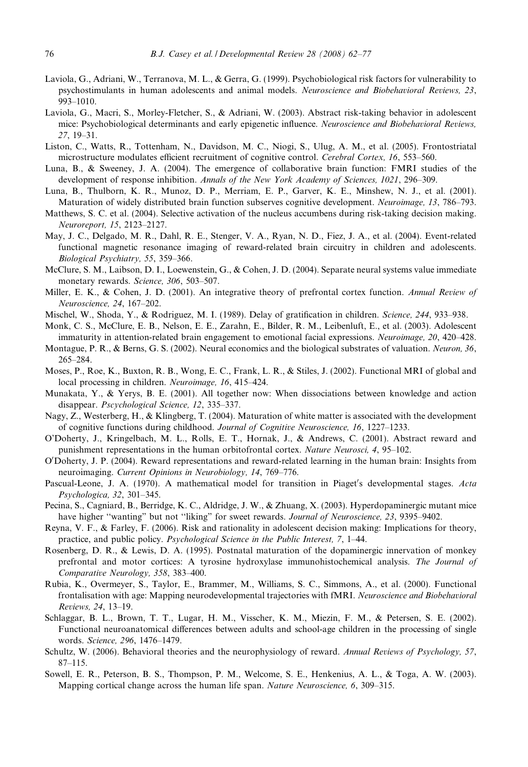Laviola, G., Adriani, W., Terranova, M. L., & Gerra, G. (1999). Psychobiological risk factors for vulnerability to psychostimulants in human adolescents and animal models. *Neuroscience and Biobehavioral Reviews, 23*, 993–1010.

Laviola, G., Macri, S., Morley-Fletcher, S., & Adriani, W. (2003). Abstract risk-taking behavior in adolescent mice: Psychobiological determinants and early epigenetic influence. *Neuroscience and Biobehavioral Reviews, 27*, 19–31.

Liston, C., Watts, R., Tottenham, N., Davidson, M. C., Niogi, S., Ulug, A. M., et al. (2005). Frontostriatal microstructure modulates efficient recruitment of cognitive control. *Cerebral Cortex, 16*, 553–560.

Luna, B., & Sweeney, J. A. (2004). The emergence of collaborative brain function: FMRI studies of the development of response inhibition. *Annals of the New York Academy of Sciences, 1021*, 296–309.

Luna, B., Thulborn, K. R., Munoz, D. P., Merriam, E. P., Garver, K. E., Minshew, N. J., et al. (2001). Maturation of widely distributed brain function subserves cognitive development. *Neuroimage, 13*, 786–793.

Matthews, S. C. et al. (2004). Selective activation of the nucleus accumbens during risk-taking decision making. *Neuroreport, 15*, 2123–2127.

May, J. C., Delgado, M. R., Dahl, R. E., Stenger, V. A., Ryan, N. D., Fiez, J. A., et al. (2004). Event-related functional magnetic resonance imaging of reward-related brain circuitry in children and adolescents. *Biological Psychiatry, 55*, 359–366.

McClure, S. M., Laibson, D. I., Loewenstein, G., & Cohen, J. D. (2004). Separate neural systems value immediate monetary rewards. *Science, 306*, 503–507.

Miller, E. K., & Cohen, J. D. (2001). An integrative theory of prefrontal cortex function. *Annual Review of Neuroscience, 24*, 167–202.

Mischel, W., Shoda, Y., & Rodriguez, M. I. (1989). Delay of gratification in children. *Science, 244*, 933–938.

Monk, C. S., McClure, E. B., Nelson, E. E., Zarahn, E., Bilder, R. M., Leibenluft, E., et al. (2003). Adolescent immaturity in attention-related brain engagement to emotional facial expressions. *Neuroimage, 20*, 420–428.

Montague, P. R., & Berns, G. S. (2002). Neural economics and the biological substrates of valuation. *Neuron, 36*, 265–284.

Moses, P., Roe, K., Buxton, R. B., Wong, E. C., Frank, L. R., & Stiles, J. (2002). Functional MRI of global and local processing in children. *Neuroimage, 16*, 415–424.

Munakata, Y., & Yerys, B. E. (2001). All together now: When dissociations between knowledge and action disappear. *Pscychological Science, 12*, 335–337.

Nagy, Z., Westerberg, H., & Klingberg, T. (2004). Maturation of white matter is associated with the development of cognitive functions during childhood. *Journal of Cognitive Neuroscience, 16*, 1227–1233.

O'Doherty, J., Kringelbach, M. L., Rolls, E. T., Hornak, J., & Andrews, C. (2001). Abstract reward and punishment representations in the human orbitofrontal cortex. *Nature Neurosci, 4*, 95–102.

O'Doherty, J. P. (2004). Reward representations and reward-related learning in the human brain: Insights from neuroimaging. *Current Opinions in Neurobiology, 14*, 769–776.

Pascual-Leone, J. A. (1970). A mathematical model for transition in Piaget's developmental stages. *Acta Psychologica, 32*, 301–345.

Pecina, S., Cagniard, B., Berridge, K. C., Aldridge, J. W., & Zhuang, X. (2003). Hyperdopaminergic mutant mice have higher "wanting" but not "liking" for sweet rewards. *Journal of Neuroscience, 23*, 9395–9402.

Reyna, V. F., & Farley, F. (2006). Risk and rationality in adolescent decision making: Implications for theory, practice, and public policy. *Psychological Science in the Public Interest, 7*, 1–44.

Rosenberg, D. R., & Lewis, D. A. (1995). Postnatal maturation of the dopaminergic innervation of monkey prefrontal and motor cortices: A tyrosine hydroxylase immunohistochemical analysis. *The Journal of Comparative Neurology, 358*, 383–400.

Rubia, K., Overmeyer, S., Taylor, E., Brammer, M., Williams, S. C., Simmons, A., et al. (2000). Functional frontalisation with age: Mapping neurodevelopmental trajectories with fMRI. *Neuroscience and Biobehavioral Reviews, 24*, 13–19.

Schlaggar, B. L., Brown, T. T., Lugar, H. M., Visscher, K. M., Miezin, F. M., & Petersen, S. E. (2002). Functional neuroanatomical differences between adults and school-age children in the processing of single words. *Science, 296*, 1476–1479.

Schultz, W. (2006). Behavioral theories and the neurophysiology of reward. *Annual Reviews of Psychology, 57*, 87–115.

Sowell, E. R., Peterson, B. S., Thompson, P. M., Welcome, S. E., Henkenius, A. L., & Toga, A. W. (2003). Mapping cortical change across the human life span. *Nature Neuroscience, 6*, 309–315.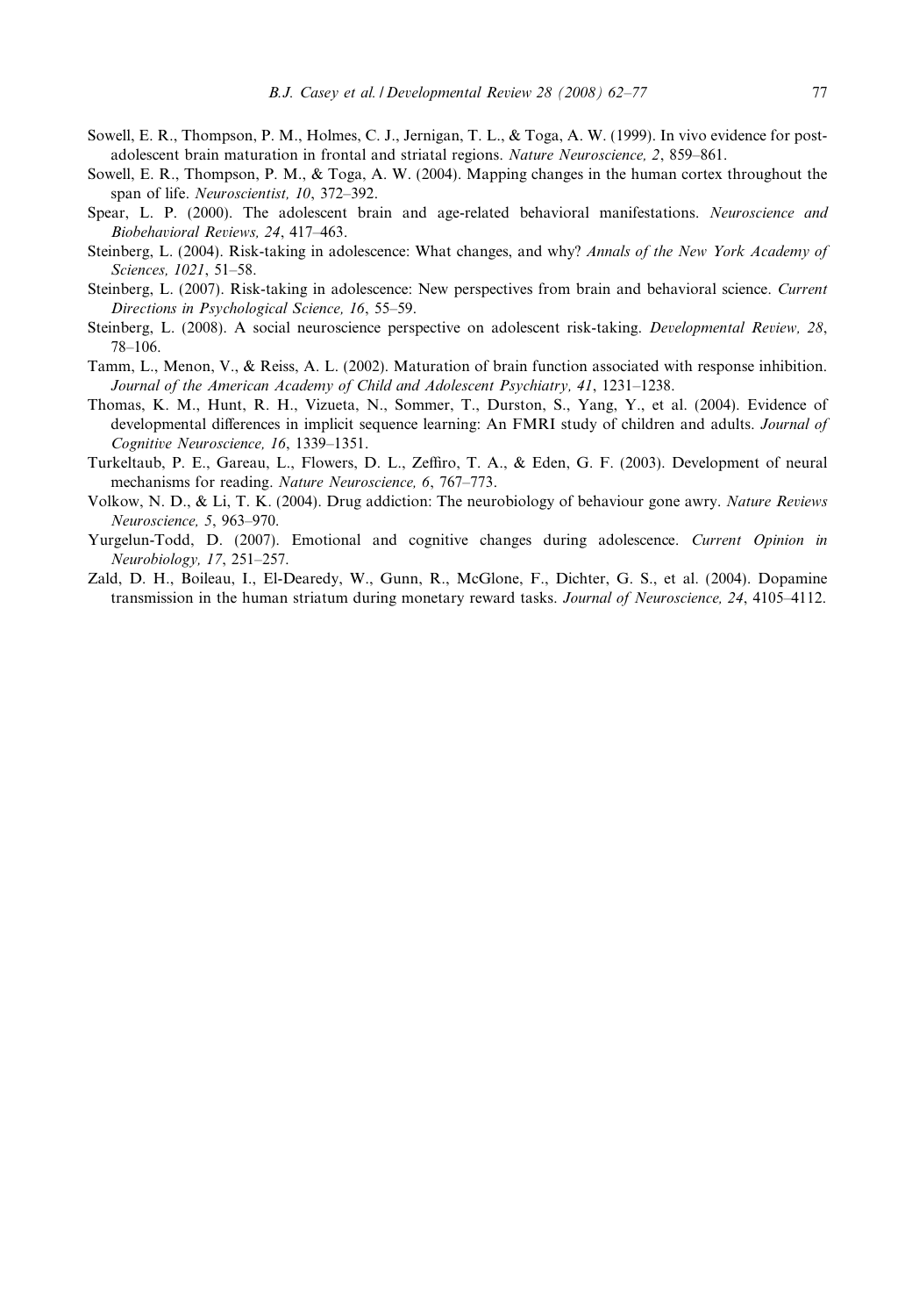Sowell, E. R., Thompson, P. M., Holmes, C. J., Jernigan, T. L., & Toga, A. W. (1999). In vivo evidence for post-adolescent brain maturation in frontal and striatal regions. *Nature Neuroscience, 2*, 859–861.

Sowell, E. R., Thompson, P. M., & Toga, A. W. (2004). Mapping changes in the human cortex throughout the span of life. *Neuroscientist, 10*, 372–392.

Spear, L. P. (2000). The adolescent brain and age-related behavioral manifestations. *Neuroscience and Biobehavioral Reviews, 24*, 417–463.

Steinberg, L. (2004). Risk-taking in adolescence: What changes, and why? *Annals of the New York Academy of Sciences, 1021*, 51–58.

Steinberg, L. (2007). Risk-taking in adolescence: New perspectives from brain and behavioral science. *Current Directions in Psychological Science, 16*, 55–59.

Steinberg, L. (2008). A social neuroscience perspective on adolescent risk-taking. *Developmental Review, 28*, 78–106.

Tamm, L., Menon, V., & Reiss, A. L. (2002). Maturation of brain function associated with response inhibition. *Journal of the American Academy of Child and Adolescent Psychiatry, 41*, 1231–1238.

Thomas, K. M., Hunt, R. H., Vizueta, N., Sommer, T., Durston, S., Yang, Y., et al. (2004). Evidence of developmental differences in implicit sequence learning: An FMRI study of children and adults. *Journal of Cognitive Neuroscience, 16*, 1339–1351.

Turkeltaub, P. E., Gareau, L., Flowers, D. L., Zeffiro, T. A., & Eden, G. F. (2003). Development of neural mechanisms for reading. *Nature Neuroscience, 6*, 767–773.

Volkow, N. D., & Li, T. K. (2004). Drug addiction: The neurobiology of behaviour gone awry. *Nature Reviews Neuroscience, 5*, 963–970.

Yurgelun-Todd, D. (2007). Emotional and cognitive changes during adolescence. *Current Opinion in Neurobiology, 17*, 251–257.

Zald, D. H., Boileau, I., El-Dearedy, W., Gunn, R., McGlone, F., Dichter, G. S., et al. (2004). Dopamine transmission in the human striatum during monetary reward tasks. *Journal of Neuroscience, 24*, 4105–4112.